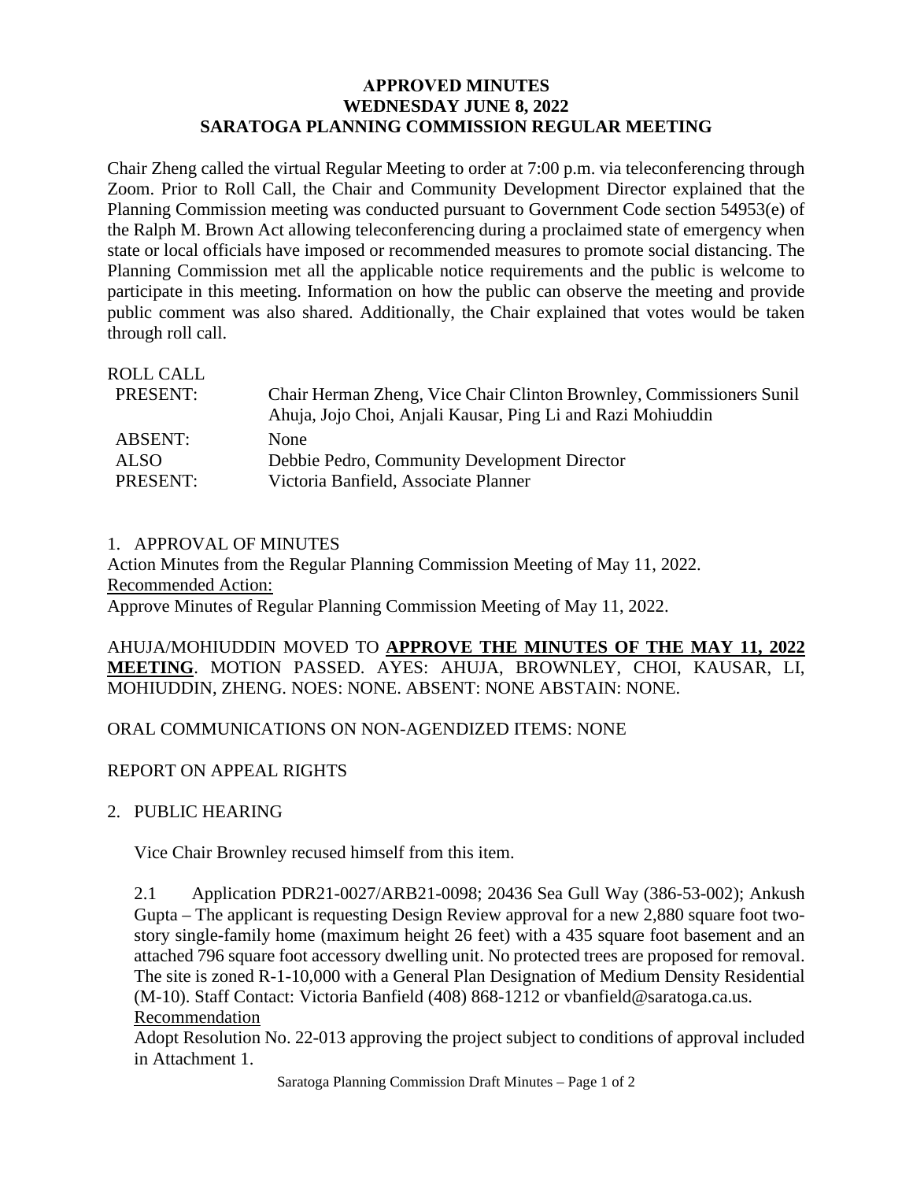# APPROVED MINUTES
# WEDNESDAY JUNE 8, 2022
# SARATOGA PLANNING COMMISSION REGULAR MEETING

Chair Zheng called the virtual Regular Meeting to order at 7:00 p.m. via teleconferencing through Zoom. Prior to Roll Call, the Chair and Community Development Director explained that the Planning Commission meeting was conducted pursuant to Government Code section 54953(e) of the Ralph M. Brown Act allowing teleconferencing during a proclaimed state of emergency when state or local officials have imposed or recommended measures to promote social distancing. The Planning Commission met all the applicable notice requirements and the public is welcome to participate in this meeting. Information on how the public can observe the meeting and provide public comment was also shared. Additionally, the Chair explained that votes would be taken through roll call.

ROLL CALL

| | |
|---|---|
| PRESENT: | Chair Herman Zheng, Vice Chair Clinton Brownley, Commissioners Sunil Ahuja, Jojo Choi, Anjali Kausar, Ping Li and Razi Mohiuddin |
| ABSENT: | None |
| ALSO PRESENT: | Debbie Pedro, Community Development Director<br>Victoria Banfield, Associate Planner |

1. APPROVAL OF MINUTES

Action Minutes from the Regular Planning Commission Meeting of May 11, 2022.

Recommended Action:

Approve Minutes of Regular Planning Commission Meeting of May 11, 2022.

AHUJA/MOHIUDDIN MOVED TO **APPROVE THE MINUTES OF THE MAY 11, 2022 MEETING**. MOTION PASSED. AYES: AHUJA, BROWNLEY, CHOI, KAUSAR, LI, MOHIUDDIN, ZHENG. NOES: NONE. ABSENT: NONE ABSTAIN: NONE.

ORAL COMMUNICATIONS ON NON-AGENDIZED ITEMS: NONE

REPORT ON APPEAL RIGHTS

2. PUBLIC HEARING

Vice Chair Brownley recused himself from this item.

2.1 Application PDR21-0027/ARB21-0098; 20436 Sea Gull Way (386-53-002); Ankush Gupta – The applicant is requesting Design Review approval for a new 2,880 square foot two-story single-family home (maximum height 26 feet) with a 435 square foot basement and an attached 796 square foot accessory dwelling unit. No protected trees are proposed for removal. The site is zoned R-1-10,000 with a General Plan Designation of Medium Density Residential (M-10). Staff Contact: Victoria Banfield (408) 868-1212 or vbanfield@saratoga.ca.us.

Recommendation

Adopt Resolution No. 22-013 approving the project subject to conditions of approval included in Attachment 1.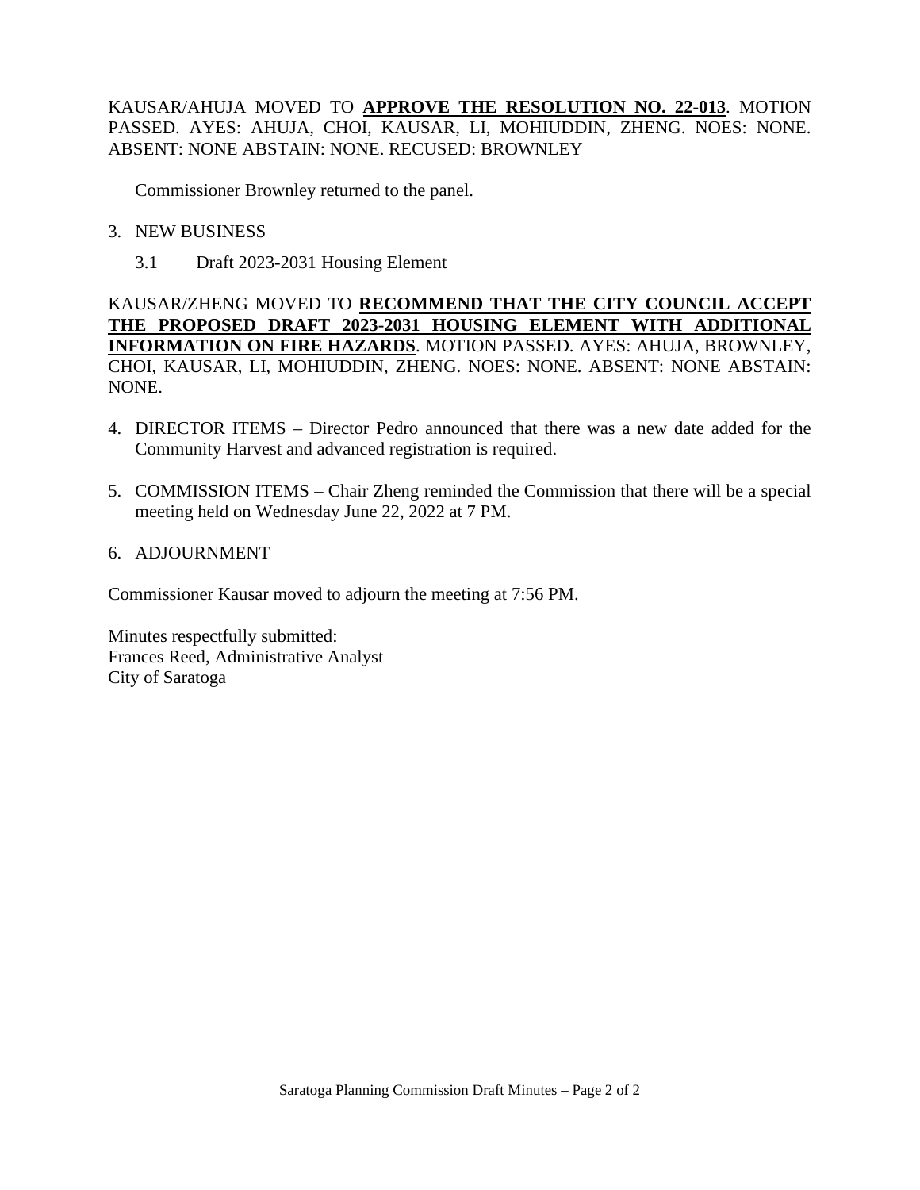KAUSAR/AHUJA MOVED TO **APPROVE THE RESOLUTION NO. 22-013**. MOTION PASSED. AYES: AHUJA, CHOI, KAUSAR, LI, MOHIUDDIN, ZHENG. NOES: NONE. ABSENT: NONE ABSTAIN: NONE. RECUSED: BROWNLEY

Commissioner Brownley returned to the panel.

3. NEW BUSINESS

    3.1 Draft 2023-2031 Housing Element

KAUSAR/ZHENG MOVED TO **RECOMMEND THAT THE CITY COUNCIL ACCEPT THE PROPOSED DRAFT 2023-2031 HOUSING ELEMENT WITH ADDITIONAL INFORMATION ON FIRE HAZARDS**. MOTION PASSED. AYES: AHUJA, BROWNLEY, CHOI, KAUSAR, LI, MOHIUDDIN, ZHENG. NOES: NONE. ABSENT: NONE ABSTAIN: NONE.

4. DIRECTOR ITEMS – Director Pedro announced that there was a new date added for the Community Harvest and advanced registration is required.

5. COMMISSION ITEMS – Chair Zheng reminded the Commission that there will be a special meeting held on Wednesday June 22, 2022 at 7 PM.

6. ADJOURNMENT

Commissioner Kausar moved to adjourn the meeting at 7:56 PM.

Minutes respectfully submitted:
Frances Reed, Administrative Analyst
City of Saratoga